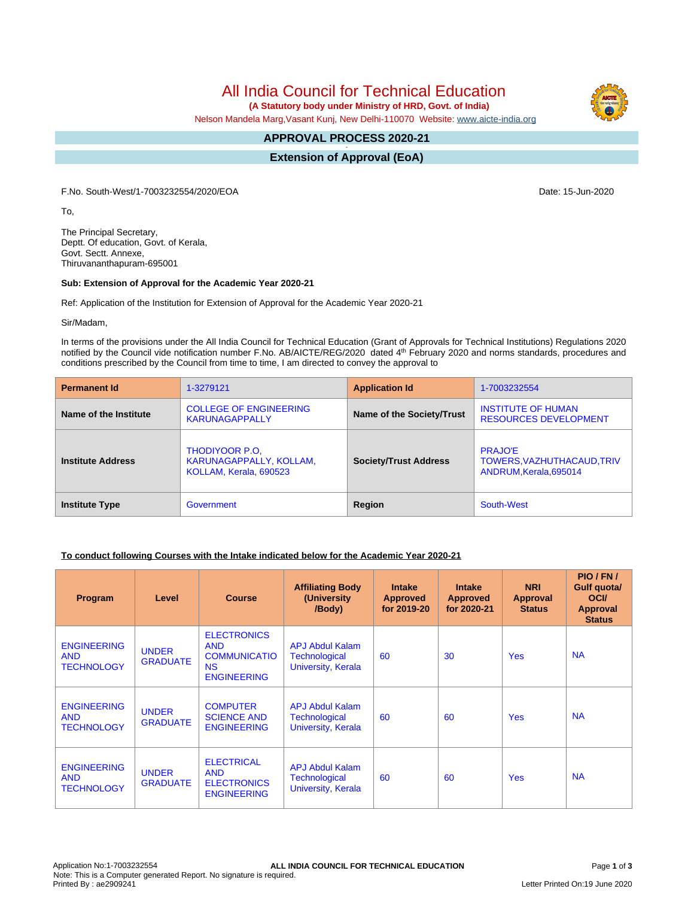# All India Council for Technical Education

**(A Statutory body under Ministry of HRD, Govt. of India)**

Nelson Mandela Marg,Vasant Kunj, New Delhi-110070 Website: www.aicte-india.org

## APPROVAL PROCESS 2020-21

## Extension of Approval (EoA)

F.No. South-West/1-7003232554/2020/EOA

Date: 15-Jun-2020

To,

The Principal Secretary,
Deptt. Of education, Govt. of Kerala,
Govt. Sectt. Annexe,
Thiruvananthapuram-695001

**Sub: Extension of Approval for the Academic Year 2020-21**

Ref: Application of the Institution for Extension of Approval for the Academic Year 2020-21

Sir/Madam,

In terms of the provisions under the All India Council for Technical Education (Grant of Approvals for Technical Institutions) Regulations 2020 notified by the Council vide notification number F.No. AB/AICTE/REG/2020 dated 4th February 2020 and norms standards, procedures and conditions prescribed by the Council from time to time, I am directed to convey the approval to

| **Permanent Id** | 1-3279121 | **Application Id** | 1-7003232554 |
|---|---|---|---|
| **Name of the Institute** | COLLEGE OF ENGINEERING KARUNAGAPPALLY | **Name of the Society/Trust** | INSTITUTE OF HUMAN RESOURCES DEVELOPMENT |
| **Institute Address** | THODIYOOR P.O, KARUNAGAPPALLY, KOLLAM, KOLLAM, Kerala, 690523 | **Society/Trust Address** | PRAJO'E TOWERS,VAZHUTHACAUD,TRIVANDRUM,Kerala,695014 |
| **Institute Type** | Government | **Region** | South-West |

**To conduct following Courses with the Intake indicated below for the Academic Year 2020-21**

| Program | Level | Course | Affiliating Body (University /Body) | Intake Approved for 2019-20 | Intake Approved for 2020-21 | NRI Approval Status | PIO / FN / Gulf quota/ OCI/ Approval Status |
|---|---|---|---|---|---|---|---|
| ENGINEERING AND TECHNOLOGY | UNDER GRADUATE | ELECTRONICS AND COMMUNICATIONS ENGINEERING | APJ Abdul Kalam Technological University, Kerala | 60 | 30 | Yes | NA |
| ENGINEERING AND TECHNOLOGY | UNDER GRADUATE | COMPUTER SCIENCE AND ENGINEERING | APJ Abdul Kalam Technological University, Kerala | 60 | 60 | Yes | NA |
| ENGINEERING AND TECHNOLOGY | UNDER GRADUATE | ELECTRICAL AND ELECTRONICS ENGINEERING | APJ Abdul Kalam Technological University, Kerala | 60 | 60 | Yes | NA |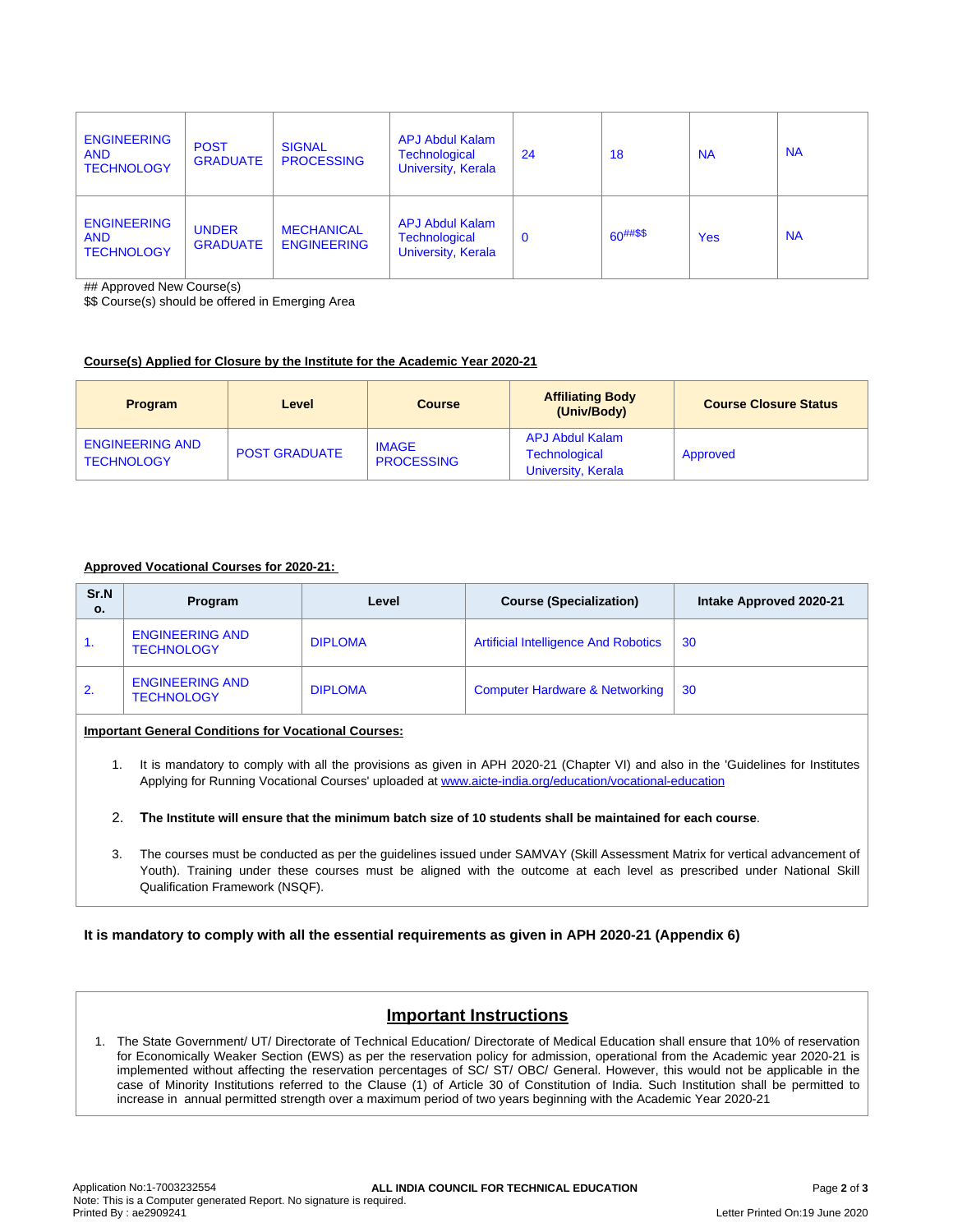| ENGINEERING AND TECHNOLOGY | POST GRADUATE | SIGNAL PROCESSING | APJ Abdul Kalam Technological University, Kerala | 24 | 18 | NA | NA |
|---|---|---|---|---|---|---|---|
| ENGINEERING AND TECHNOLOGY | UNDER GRADUATE | MECHANICAL ENGINEERING | APJ Abdul Kalam Technological University, Kerala | 0 | 60##$$ | Yes | NA |

## Approved New Course(s)
$$ Course(s) should be offered in Emerging Area

**Course(s) Applied for Closure by the Institute for the Academic Year 2020-21**

| Program | Level | Course | Affiliating Body (Univ/Body) | Course Closure Status |
|---|---|---|---|---|
| ENGINEERING AND TECHNOLOGY | POST GRADUATE | IMAGE PROCESSING | APJ Abdul Kalam Technological University, Kerala | Approved |

**Approved Vocational Courses for 2020-21:**

| Sr.No. | Program | Level | Course (Specialization) | Intake Approved 2020-21 |
|---|---|---|---|---|
| 1. | ENGINEERING AND TECHNOLOGY | DIPLOMA | Artificial Intelligence And Robotics | 30 |
| 2. | ENGINEERING AND TECHNOLOGY | DIPLOMA | Computer Hardware & Networking | 30 |

**Important General Conditions for Vocational Courses:**

1. It is mandatory to comply with all the provisions as given in APH 2020-21 (Chapter VI) and also in the 'Guidelines for Institutes Applying for Running Vocational Courses' uploaded at www.aicte-india.org/education/vocational-education
2. **The Institute will ensure that the minimum batch size of 10 students shall be maintained for each course**.
3. The courses must be conducted as per the guidelines issued under SAMVAY (Skill Assessment Matrix for vertical advancement of Youth). Training under these courses must be aligned with the outcome at each level as prescribed under National Skill Qualification Framework (NSQF).

**It is mandatory to comply with all the essential requirements as given in APH 2020-21 (Appendix 6)**

## Important Instructions

1. The State Government/ UT/ Directorate of Technical Education/ Directorate of Medical Education shall ensure that 10% of reservation for Economically Weaker Section (EWS) as per the reservation policy for admission, operational from the Academic year 2020-21 is implemented without affecting the reservation percentages of SC/ ST/ OBC/ General. However, this would not be applicable in the case of Minority Institutions referred to the Clause (1) of Article 30 of Constitution of India. Such Institution shall be permitted to increase in annual permitted strength over a maximum period of two years beginning with the Academic Year 2020-21

Application No:1-7003232554
Note: This is a Computer generated Report. No signature is required.
Printed By : ae2909241
ALL INDIA COUNCIL FOR TECHNICAL EDUCATION
Letter Printed On:19 June 2020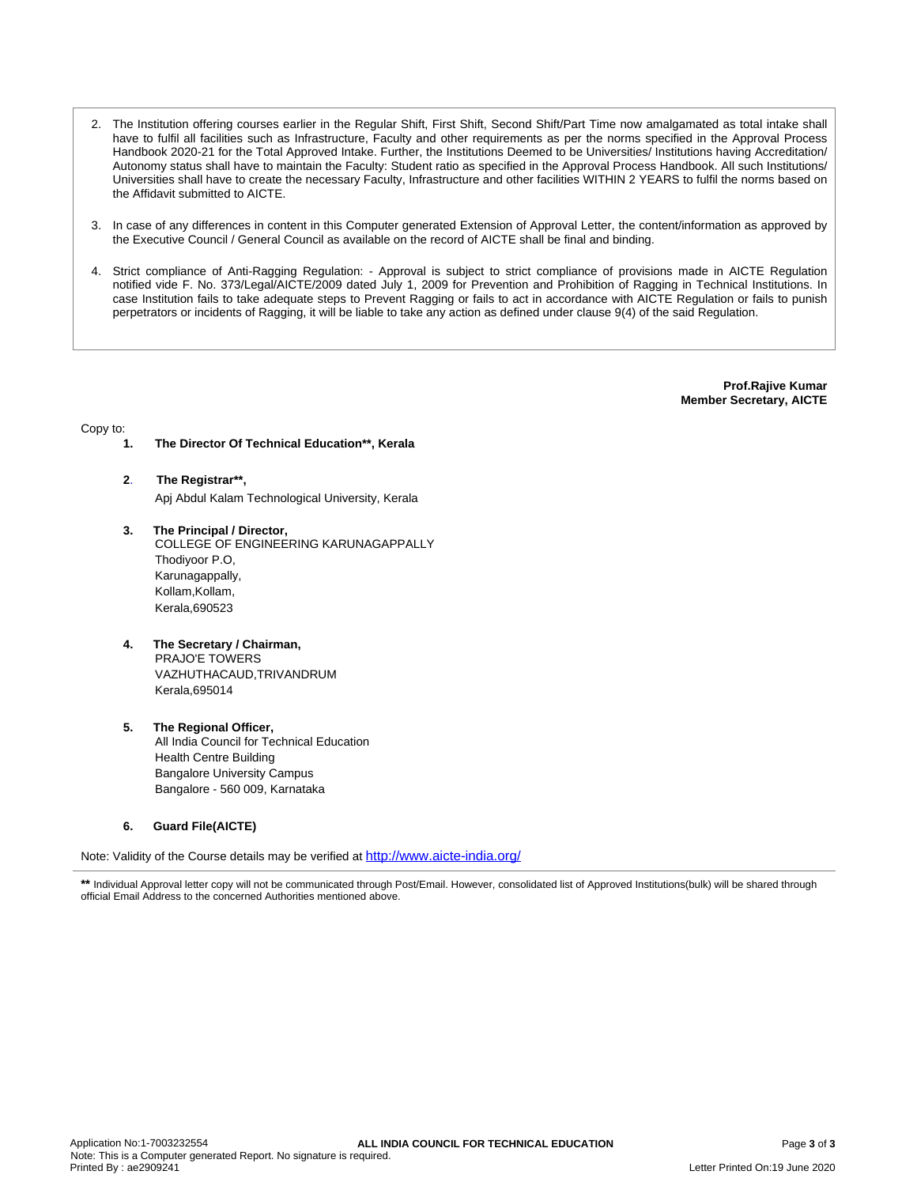2. The Institution offering courses earlier in the Regular Shift, First Shift, Second Shift/Part Time now amalgamated as total intake shall have to fulfil all facilities such as Infrastructure, Faculty and other requirements as per the norms specified in the Approval Process Handbook 2020-21 for the Total Approved Intake. Further, the Institutions Deemed to be Universities/ Institutions having Accreditation/ Autonomy status shall have to maintain the Faculty: Student ratio as specified in the Approval Process Handbook. All such Institutions/ Universities shall have to create the necessary Faculty, Infrastructure and other facilities WITHIN 2 YEARS to fulfil the norms based on the Affidavit submitted to AICTE.

3. In case of any differences in content in this Computer generated Extension of Approval Letter, the content/information as approved by the Executive Council / General Council as available on the record of AICTE shall be final and binding.

4. Strict compliance of Anti-Ragging Regulation: - Approval is subject to strict compliance of provisions made in AICTE Regulation notified vide F. No. 373/Legal/AICTE/2009 dated July 1, 2009 for Prevention and Prohibition of Ragging in Technical Institutions. In case Institution fails to take adequate steps to Prevent Ragging or fails to act in accordance with AICTE Regulation or fails to punish perpetrators or incidents of Ragging, it will be liable to take any action as defined under clause 9(4) of the said Regulation.

**Prof.Rajive Kumar**
**Member Secretary, AICTE**

Copy to:

1. **The Director Of Technical Education**\*\*, Kerala**

2. **The Registrar**\*\*,**
   Apj Abdul Kalam Technological University, Kerala

3. **The Principal / Director,**
   COLLEGE OF ENGINEERING KARUNAGAPPALLY
   Thodiyoor P.O,
   Karunagappally,
   Kollam,Kollam,
   Kerala,690523

4. **The Secretary / Chairman,**
   PRAJO'E TOWERS
   VAZHUTHACAUD,TRIVANDRUM
   Kerala,695014

5. **The Regional Officer,**
   All India Council for Technical Education
   Health Centre Building
   Bangalore University Campus
   Bangalore - 560 009, Karnataka

6. **Guard File(AICTE)**

Note: Validity of the Course details may be verified at http://www.aicte-india.org/

**\*\*** Individual Approval letter copy will not be communicated through Post/Email. However, consolidated list of Approved Institutions(bulk) will be shared through official Email Address to the concerned Authorities mentioned above.

Application No:1-7003232554
**ALL INDIA COUNCIL FOR TECHNICAL EDUCATION**
Note: This is a Computer generated Report. No signature is required.
Printed By : ae2909241
Letter Printed On:19 June 2020